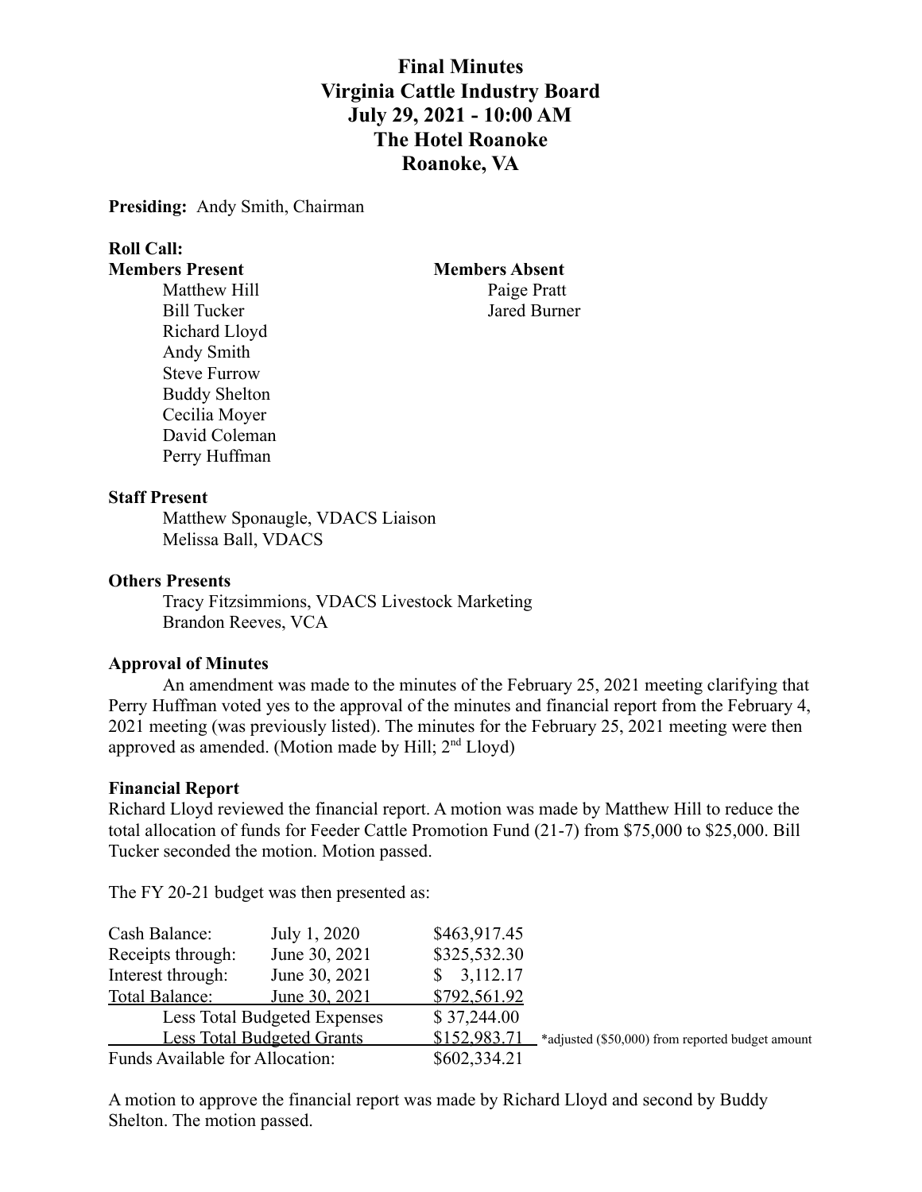# Final Minutes
# Virginia Cattle Industry Board
# July 29, 2021 - 10:00 AM
# The Hotel Roanoke
# Roanoke, VA

**Presiding:** Andy Smith, Chairman

**Roll Call:**

**Members Present**
- Matthew Hill
- Bill Tucker
- Richard Lloyd
- Andy Smith
- Steve Furrow
- Buddy Shelton
- Cecilia Moyer
- David Coleman
- Perry Huffman

**Members Absent**
- Paige Pratt
- Jared Burner

**Staff Present**
- Matthew Sponaugle, VDACS Liaison
- Melissa Ball, VDACS

**Others Presents**
- Tracy Fitzsimmions, VDACS Livestock Marketing
- Brandon Reeves, VCA

**Approval of Minutes**

An amendment was made to the minutes of the February 25, 2021 meeting clarifying that Perry Huffman voted yes to the approval of the minutes and financial report from the February 4, 2021 meeting (was previously listed). The minutes for the February 25, 2021 meeting were then approved as amended. (Motion made by Hill; 2nd Lloyd)

**Financial Report**

Richard Lloyd reviewed the financial report. A motion was made by Matthew Hill to reduce the total allocation of funds for Feeder Cattle Promotion Fund (21-7) from $75,000 to $25,000. Bill Tucker seconded the motion. Motion passed.

The FY 20-21 budget was then presented as:

| | | | |
|---|---|---|---|
| Cash Balance: | July 1, 2020 | $463,917.45 | |
| Receipts through: | June 30, 2021 | $325,532.30 | |
| Interest through: | June 30, 2021 | $ 3,112.17 | |
| Total Balance: | June 30, 2021 | $792,561.92 | |
| Less Total Budgeted Expenses | | $ 37,244.00 | |
| Less Total Budgeted Grants | | $152,983.71 | *adjusted ($50,000) from reported budget amount |
| Funds Available for Allocation: | | $602,334.21 | |

A motion to approve the financial report was made by Richard Lloyd and second by Buddy Shelton. The motion passed.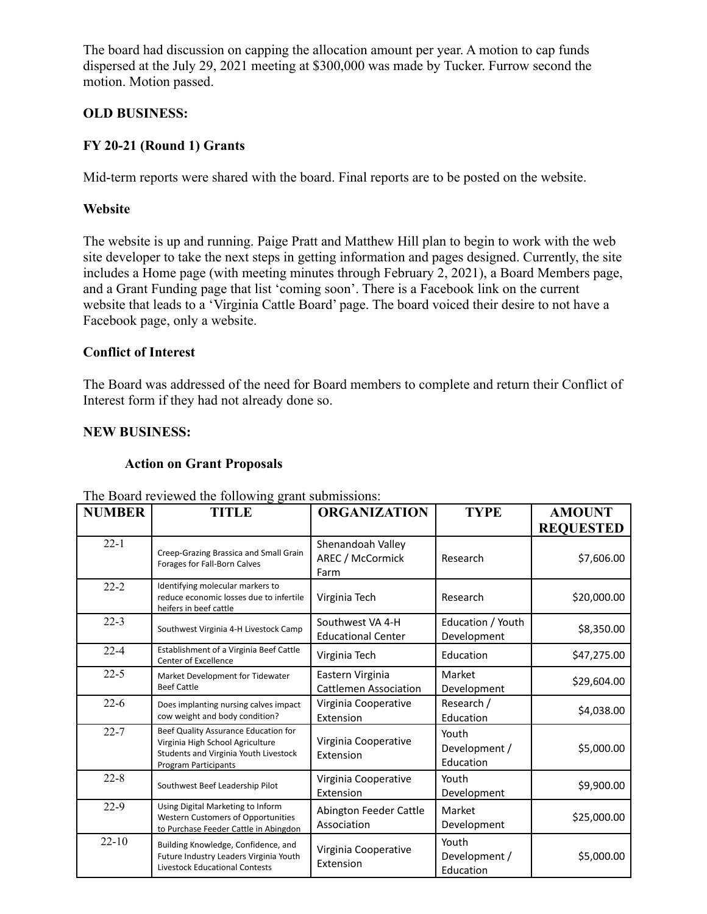The board had discussion on capping the allocation amount per year. A motion to cap funds dispersed at the July 29, 2021 meeting at $300,000 was made by Tucker. Furrow second the motion. Motion passed.

**OLD BUSINESS:**

**FY 20-21 (Round 1) Grants**

Mid-term reports were shared with the board. Final reports are to be posted on the website.

**Website**

The website is up and running. Paige Pratt and Matthew Hill plan to begin to work with the web site developer to take the next steps in getting information and pages designed. Currently, the site includes a Home page (with meeting minutes through February 2, 2021), a Board Members page, and a Grant Funding page that list 'coming soon'. There is a Facebook link on the current website that leads to a 'Virginia Cattle Board' page. The board voiced their desire to not have a Facebook page, only a website.

**Conflict of Interest**

The Board was addressed of the need for Board members to complete and return their Conflict of Interest form if they had not already done so.

**NEW BUSINESS:**

**Action on Grant Proposals**

The Board reviewed the following grant submissions:

| NUMBER | TITLE | ORGANIZATION | TYPE | AMOUNT REQUESTED |
|---|---|---|---|---|
| 22-1 | Creep-Grazing Brassica and Small Grain Forages for Fall-Born Calves | Shenandoah Valley AREC / McCormick Farm | Research | $7,606.00 |
| 22-2 | Identifying molecular markers to reduce economic losses due to infertile heifers in beef cattle | Virginia Tech | Research | $20,000.00 |
| 22-3 | Southwest Virginia 4-H Livestock Camp | Southwest VA 4-H Educational Center | Education / Youth Development | $8,350.00 |
| 22-4 | Establishment of a Virginia Beef Cattle Center of Excellence | Virginia Tech | Education | $47,275.00 |
| 22-5 | Market Development for Tidewater Beef Cattle | Eastern Virginia Cattlemen Association | Market Development | $29,604.00 |
| 22-6 | Does implanting nursing calves impact cow weight and body condition? | Virginia Cooperative Extension | Research / Education | $4,038.00 |
| 22-7 | Beef Quality Assurance Education for Virginia High School Agriculture Students and Virginia Youth Livestock Program Participants | Virginia Cooperative Extension | Youth Development / Education | $5,000.00 |
| 22-8 | Southwest Beef Leadership Pilot | Virginia Cooperative Extension | Youth Development | $9,900.00 |
| 22-9 | Using Digital Marketing to Inform Western Customers of Opportunities to Purchase Feeder Cattle in Abingdon | Abingdon Feeder Cattle Association | Market Development | $25,000.00 |
| 22-10 | Building Knowledge, Confidence, and Future Industry Leaders Virginia Youth Livestock Educational Contests | Virginia Cooperative Extension | Youth Development / Education | $5,000.00 |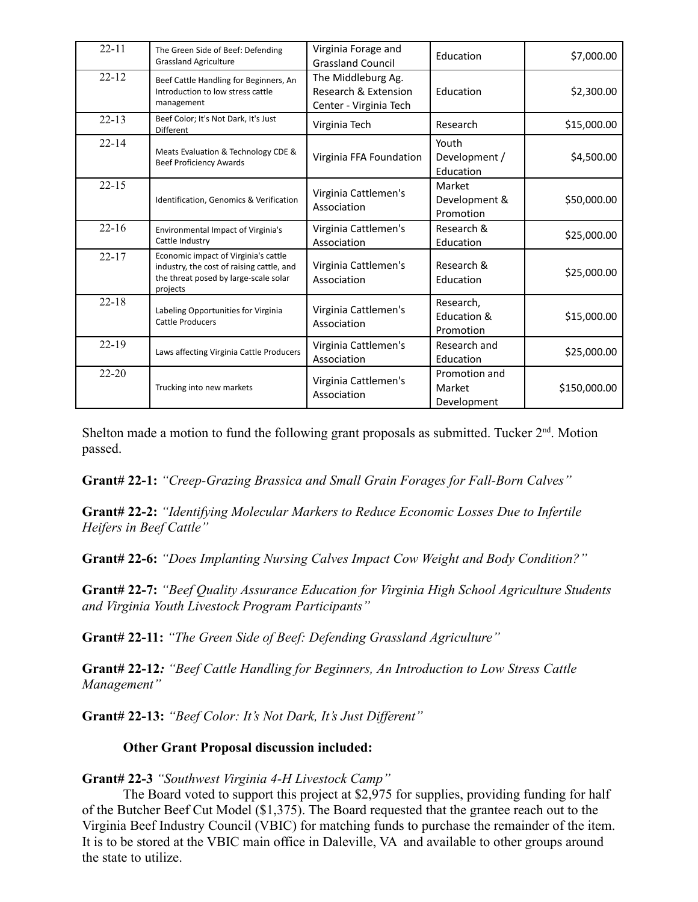| 22-11 | The Green Side of Beef: Defending Grassland Agriculture | Virginia Forage and Grassland Council | Education | $7,000.00 |
|---|---|---|---|---|
| 22-12 | Beef Cattle Handling for Beginners, An Introduction to low stress cattle management | The Middleburg Ag. Research & Extension Center - Virginia Tech | Education | $2,300.00 |
| 22-13 | Beef Color; It's Not Dark, It's Just Different | Virginia Tech | Research | $15,000.00 |
| 22-14 | Meats Evaluation & Technology CDE & Beef Proficiency Awards | Virginia FFA Foundation | Youth Development / Education | $4,500.00 |
| 22-15 | Identification, Genomics & Verification | Virginia Cattlemen's Association | Market Development & Promotion | $50,000.00 |
| 22-16 | Environmental Impact of Virginia's Cattle Industry | Virginia Cattlemen's Association | Research & Education | $25,000.00 |
| 22-17 | Economic impact of Virginia's cattle industry, the cost of raising cattle, and the threat posed by large-scale solar projects | Virginia Cattlemen's Association | Research & Education | $25,000.00 |
| 22-18 | Labeling Opportunities for Virginia Cattle Producers | Virginia Cattlemen's Association | Research, Education & Promotion | $15,000.00 |
| 22-19 | Laws affecting Virginia Cattle Producers | Virginia Cattlemen's Association | Research and Education | $25,000.00 |
| 22-20 | Trucking into new markets | Virginia Cattlemen's Association | Promotion and Market Development | $150,000.00 |

Shelton made a motion to fund the following grant proposals as submitted. Tucker 2nd. Motion passed.

**Grant# 22-1:** *"Creep-Grazing Brassica and Small Grain Forages for Fall-Born Calves"*

**Grant# 22-2:** *"Identifying Molecular Markers to Reduce Economic Losses Due to Infertile Heifers in Beef Cattle"*

**Grant# 22-6:** *"Does Implanting Nursing Calves Impact Cow Weight and Body Condition?"*

**Grant# 22-7:** *"Beef Quality Assurance Education for Virginia High School Agriculture Students and Virginia Youth Livestock Program Participants"*

**Grant# 22-11:** *"The Green Side of Beef: Defending Grassland Agriculture"*

**Grant# 22-12:** *"Beef Cattle Handling for Beginners, An Introduction to Low Stress Cattle Management"*

**Grant# 22-13:** *"Beef Color: It's Not Dark, It's Just Different"*

**Other Grant Proposal discussion included:**

**Grant# 22-3** *"Southwest Virginia 4-H Livestock Camp"*

The Board voted to support this project at $2,975 for supplies, providing funding for half of the Butcher Beef Cut Model ($1,375). The Board requested that the grantee reach out to the Virginia Beef Industry Council (VBIC) for matching funds to purchase the remainder of the item. It is to be stored at the VBIC main office in Daleville, VA and available to other groups around the state to utilize.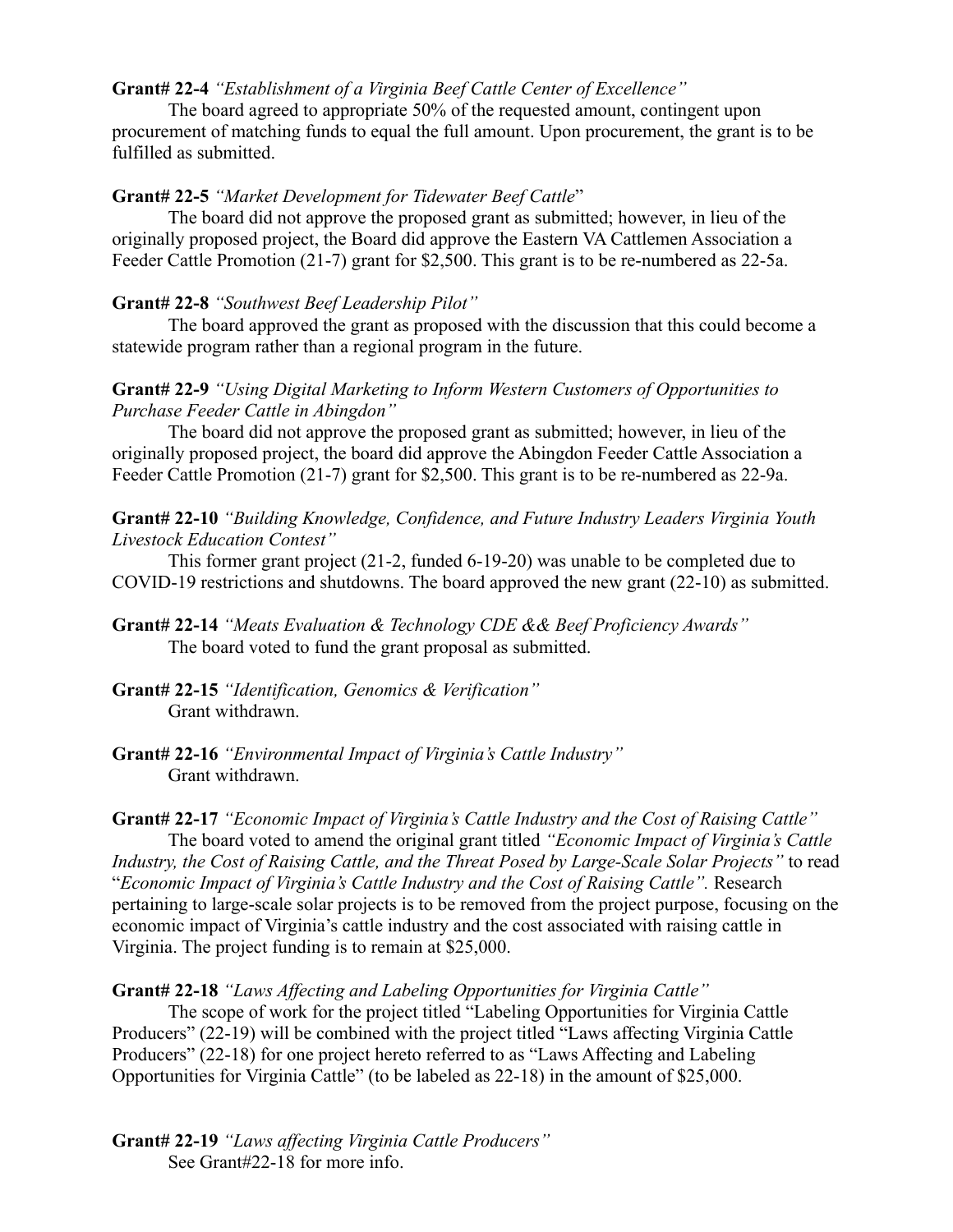**Grant# 22-4** *"Establishment of a Virginia Beef Cattle Center of Excellence"*

The board agreed to appropriate 50% of the requested amount, contingent upon procurement of matching funds to equal the full amount. Upon procurement, the grant is to be fulfilled as submitted.

**Grant# 22-5** *"Market Development for Tidewater Beef Cattle*"

The board did not approve the proposed grant as submitted; however, in lieu of the originally proposed project, the Board did approve the Eastern VA Cattlemen Association a Feeder Cattle Promotion (21-7) grant for $2,500. This grant is to be re-numbered as 22-5a.

**Grant# 22-8** *"Southwest Beef Leadership Pilot"*

The board approved the grant as proposed with the discussion that this could become a statewide program rather than a regional program in the future.

**Grant# 22-9** *"Using Digital Marketing to Inform Western Customers of Opportunities to Purchase Feeder Cattle in Abingdon"*

The board did not approve the proposed grant as submitted; however, in lieu of the originally proposed project, the board did approve the Abingdon Feeder Cattle Association a Feeder Cattle Promotion (21-7) grant for $2,500. This grant is to be re-numbered as 22-9a.

**Grant# 22-10** *"Building Knowledge, Confidence, and Future Industry Leaders Virginia Youth Livestock Education Contest"*

This former grant project (21-2, funded 6-19-20) was unable to be completed due to COVID-19 restrictions and shutdowns. The board approved the new grant (22-10) as submitted.

**Grant# 22-14** *"Meats Evaluation & Technology CDE && Beef Proficiency Awards"*

The board voted to fund the grant proposal as submitted.

**Grant# 22-15** *"Identification, Genomics & Verification"*

Grant withdrawn.

**Grant# 22-16** *"Environmental Impact of Virginia's Cattle Industry"*

Grant withdrawn.

**Grant# 22-17** *"Economic Impact of Virginia's Cattle Industry and the Cost of Raising Cattle"*

The board voted to amend the original grant titled *"Economic Impact of Virginia's Cattle Industry, the Cost of Raising Cattle, and the Threat Posed by Large-Scale Solar Projects"* to read "*Economic Impact of Virginia's Cattle Industry and the Cost of Raising Cattle".* Research pertaining to large-scale solar projects is to be removed from the project purpose, focusing on the economic impact of Virginia's cattle industry and the cost associated with raising cattle in Virginia. The project funding is to remain at $25,000.

**Grant# 22-18** *"Laws Affecting and Labeling Opportunities for Virginia Cattle"*

The scope of work for the project titled "Labeling Opportunities for Virginia Cattle Producers" (22-19) will be combined with the project titled "Laws affecting Virginia Cattle Producers" (22-18) for one project hereto referred to as "Laws Affecting and Labeling Opportunities for Virginia Cattle" (to be labeled as 22-18) in the amount of $25,000.

**Grant# 22-19** *"Laws affecting Virginia Cattle Producers"*

See Grant#22-18 for more info.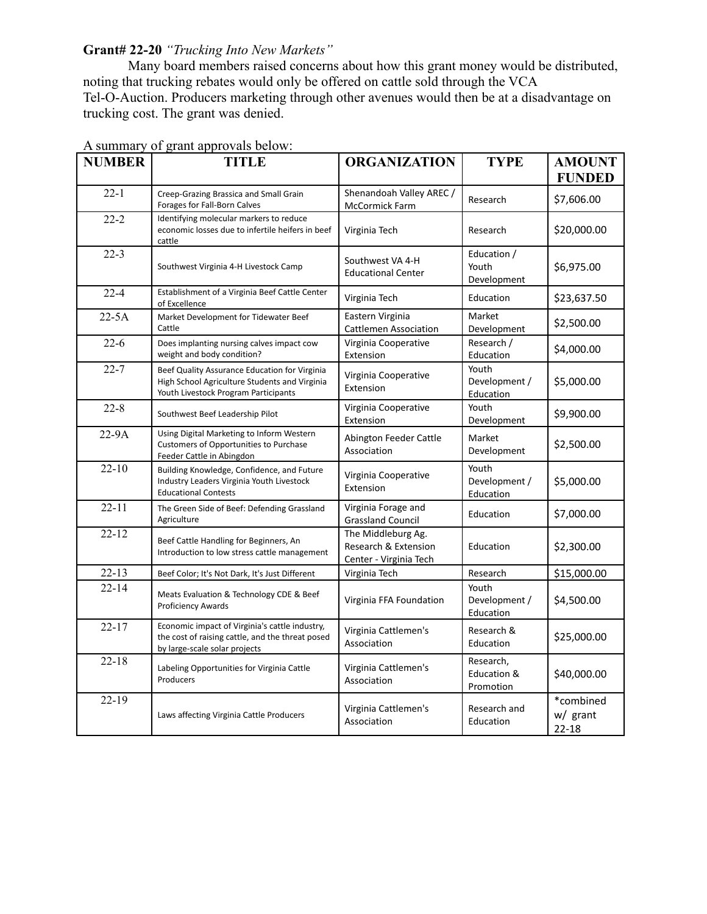**Grant# 22-20** *"Trucking Into New Markets"*

Many board members raised concerns about how this grant money would be distributed, noting that trucking rebates would only be offered on cattle sold through the VCA Tel-O-Auction. Producers marketing through other avenues would then be at a disadvantage on trucking cost. The grant was denied.

A summary of grant approvals below:

| NUMBER | TITLE | ORGANIZATION | TYPE | AMOUNT FUNDED |
|---|---|---|---|---|
| 22-1 | Creep-Grazing Brassica and Small Grain Forages for Fall-Born Calves | Shenandoah Valley AREC / McCormick Farm | Research | $7,606.00 |
| 22-2 | Identifying molecular markers to reduce economic losses due to infertile heifers in beef cattle | Virginia Tech | Research | $20,000.00 |
| 22-3 | Southwest Virginia 4-H Livestock Camp | Southwest VA 4-H Educational Center | Education / Youth Development | $6,975.00 |
| 22-4 | Establishment of a Virginia Beef Cattle Center of Excellence | Virginia Tech | Education | $23,637.50 |
| 22-5A | Market Development for Tidewater Beef Cattle | Eastern Virginia Cattlemen Association | Market Development | $2,500.00 |
| 22-6 | Does implanting nursing calves impact cow weight and body condition? | Virginia Cooperative Extension | Research / Education | $4,000.00 |
| 22-7 | Beef Quality Assurance Education for Virginia High School Agriculture Students and Virginia Youth Livestock Program Participants | Virginia Cooperative Extension | Youth Development / Education | $5,000.00 |
| 22-8 | Southwest Beef Leadership Pilot | Virginia Cooperative Extension | Youth Development | $9,900.00 |
| 22-9A | Using Digital Marketing to Inform Western Customers of Opportunities to Purchase Feeder Cattle in Abingdon | Abington Feeder Cattle Association | Market Development | $2,500.00 |
| 22-10 | Building Knowledge, Confidence, and Future Industry Leaders Virginia Youth Livestock Educational Contests | Virginia Cooperative Extension | Youth Development / Education | $5,000.00 |
| 22-11 | The Green Side of Beef: Defending Grassland Agriculture | Virginia Forage and Grassland Council | Education | $7,000.00 |
| 22-12 | Beef Cattle Handling for Beginners, An Introduction to low stress cattle management | The Middleburg Ag. Research & Extension Center - Virginia Tech | Education | $2,300.00 |
| 22-13 | Beef Color; It's Not Dark, It's Just Different | Virginia Tech | Research | $15,000.00 |
| 22-14 | Meats Evaluation & Technology CDE & Beef Proficiency Awards | Virginia FFA Foundation | Youth Development / Education | $4,500.00 |
| 22-17 | Economic impact of Virginia's cattle industry, the cost of raising cattle, and the threat posed by large-scale solar projects | Virginia Cattlemen's Association | Research & Education | $25,000.00 |
| 22-18 | Labeling Opportunities for Virginia Cattle Producers | Virginia Cattlemen's Association | Research, Education & Promotion | $40,000.00 |
| 22-19 | Laws affecting Virginia Cattle Producers | Virginia Cattlemen's Association | Research and Education | *combined w/ grant 22-18 |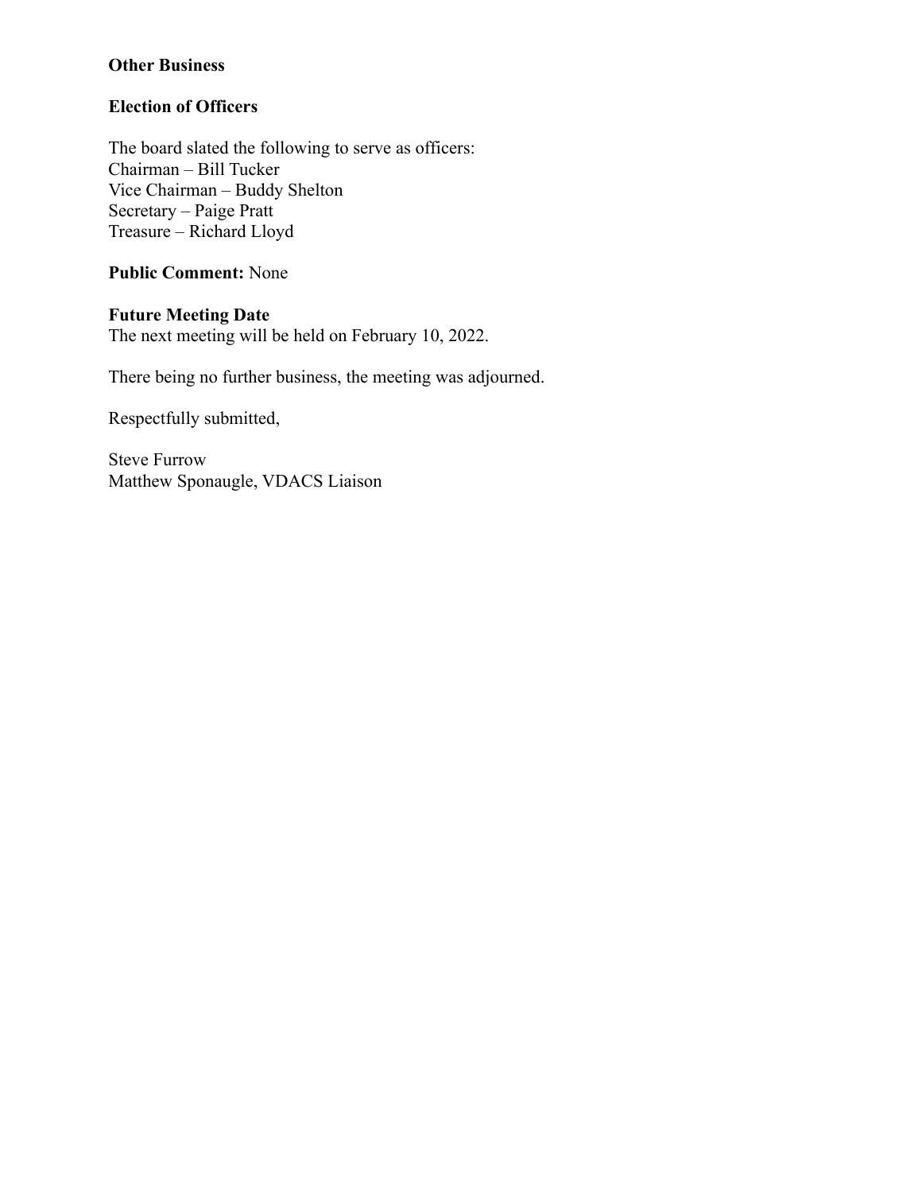**Other Business**

**Election of Officers**

The board slated the following to serve as officers:
Chairman – Bill Tucker
Vice Chairman – Buddy Shelton
Secretary – Paige Pratt
Treasure – Richard Lloyd

**Public Comment:** None

**Future Meeting Date**
The next meeting will be held on February 10, 2022.

There being no further business, the meeting was adjourned.

Respectfully submitted,

Steve Furrow
Matthew Sponaugle, VDACS Liaison